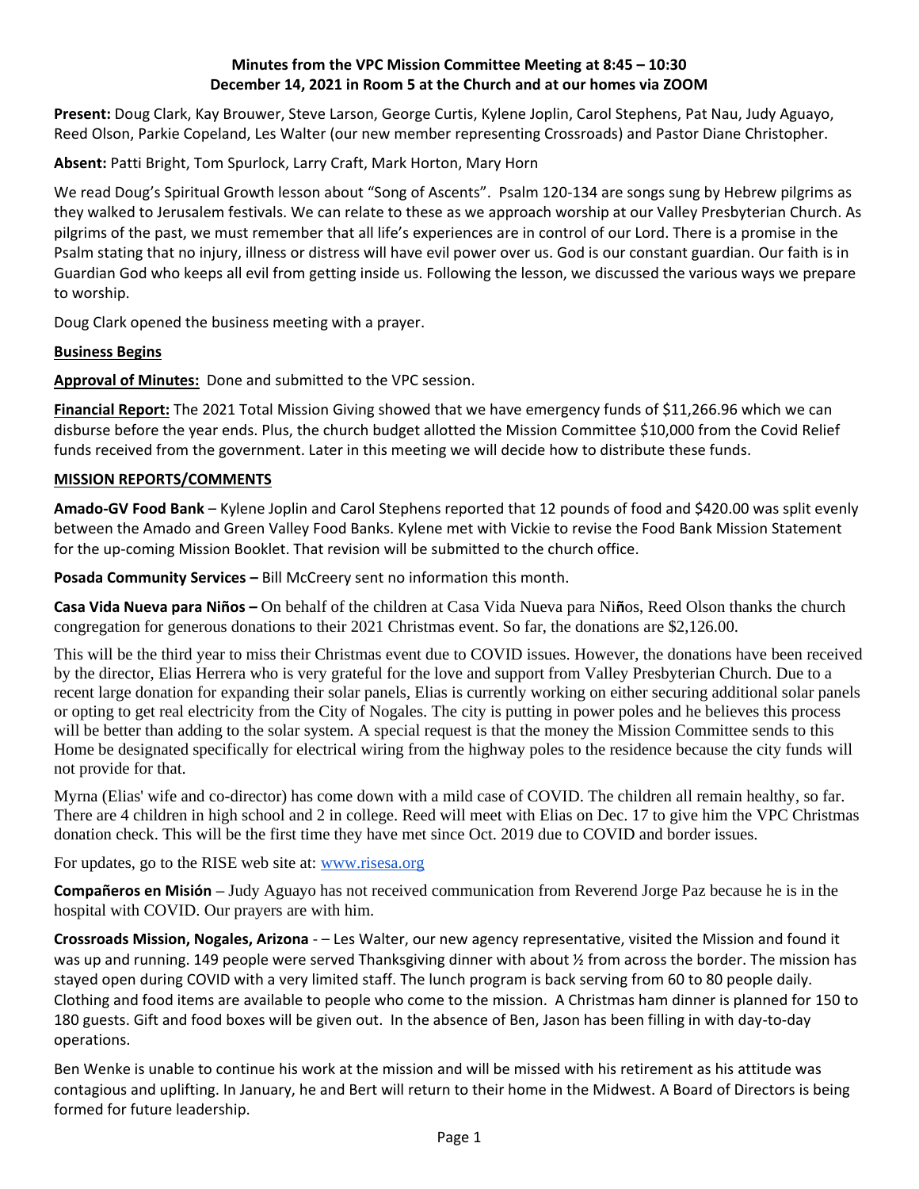**Minutes from the VPC Mission Committee Meeting at 8:45 – 10:30**
**December 14, 2021 in Room 5 at the Church and at our homes via ZOOM**

**Present:** Doug Clark, Kay Brouwer, Steve Larson, George Curtis, Kylene Joplin, Carol Stephens, Pat Nau, Judy Aguayo, Reed Olson, Parkie Copeland, Les Walter (our new member representing Crossroads) and Pastor Diane Christopher.

**Absent:** Patti Bright, Tom Spurlock, Larry Craft, Mark Horton, Mary Horn

We read Doug's Spiritual Growth lesson about "Song of Ascents". Psalm 120-134 are songs sung by Hebrew pilgrims as they walked to Jerusalem festivals. We can relate to these as we approach worship at our Valley Presbyterian Church. As pilgrims of the past, we must remember that all life's experiences are in control of our Lord. There is a promise in the Psalm stating that no injury, illness or distress will have evil power over us. God is our constant guardian. Our faith is in Guardian God who keeps all evil from getting inside us. Following the lesson, we discussed the various ways we prepare to worship.

Doug Clark opened the business meeting with a prayer.

**Business Begins**

**Approval of Minutes:** Done and submitted to the VPC session.

**Financial Report:** The 2021 Total Mission Giving showed that we have emergency funds of $11,266.96 which we can disburse before the year ends. Plus, the church budget allotted the Mission Committee $10,000 from the Covid Relief funds received from the government. Later in this meeting we will decide how to distribute these funds.

**MISSION REPORTS/COMMENTS**

**Amado-GV Food Bank** – Kylene Joplin and Carol Stephens reported that 12 pounds of food and $420.00 was split evenly between the Amado and Green Valley Food Banks. Kylene met with Vickie to revise the Food Bank Mission Statement for the up-coming Mission Booklet. That revision will be submitted to the church office.

**Posada Community Services –** Bill McCreery sent no information this month.

**Casa Vida Nueva para Niños –** On behalf of the children at Casa Vida Nueva para Niños, Reed Olson thanks the church congregation for generous donations to their 2021 Christmas event. So far, the donations are $2,126.00.

This will be the third year to miss their Christmas event due to COVID issues. However, the donations have been received by the director, Elias Herrera who is very grateful for the love and support from Valley Presbyterian Church. Due to a recent large donation for expanding their solar panels, Elias is currently working on either securing additional solar panels or opting to get real electricity from the City of Nogales. The city is putting in power poles and he believes this process will be better than adding to the solar system. A special request is that the money the Mission Committee sends to this Home be designated specifically for electrical wiring from the highway poles to the residence because the city funds will not provide for that.

Myrna (Elias' wife and co-director) has come down with a mild case of COVID. The children all remain healthy, so far. There are 4 children in high school and 2 in college. Reed will meet with Elias on Dec. 17 to give him the VPC Christmas donation check. This will be the first time they have met since Oct. 2019 due to COVID and border issues.

For updates, go to the RISE web site at: www.risesa.org

**Compañeros en Misión** – Judy Aguayo has not received communication from Reverend Jorge Paz because he is in the hospital with COVID. Our prayers are with him.

**Crossroads Mission, Nogales, Arizona** - – Les Walter, our new agency representative, visited the Mission and found it was up and running. 149 people were served Thanksgiving dinner with about ½ from across the border. The mission has stayed open during COVID with a very limited staff. The lunch program is back serving from 60 to 80 people daily. Clothing and food items are available to people who come to the mission. A Christmas ham dinner is planned for 150 to 180 guests. Gift and food boxes will be given out. In the absence of Ben, Jason has been filling in with day-to-day operations.

Ben Wenke is unable to continue his work at the mission and will be missed with his retirement as his attitude was contagious and uplifting. In January, he and Bert will return to their home in the Midwest. A Board of Directors is being formed for future leadership.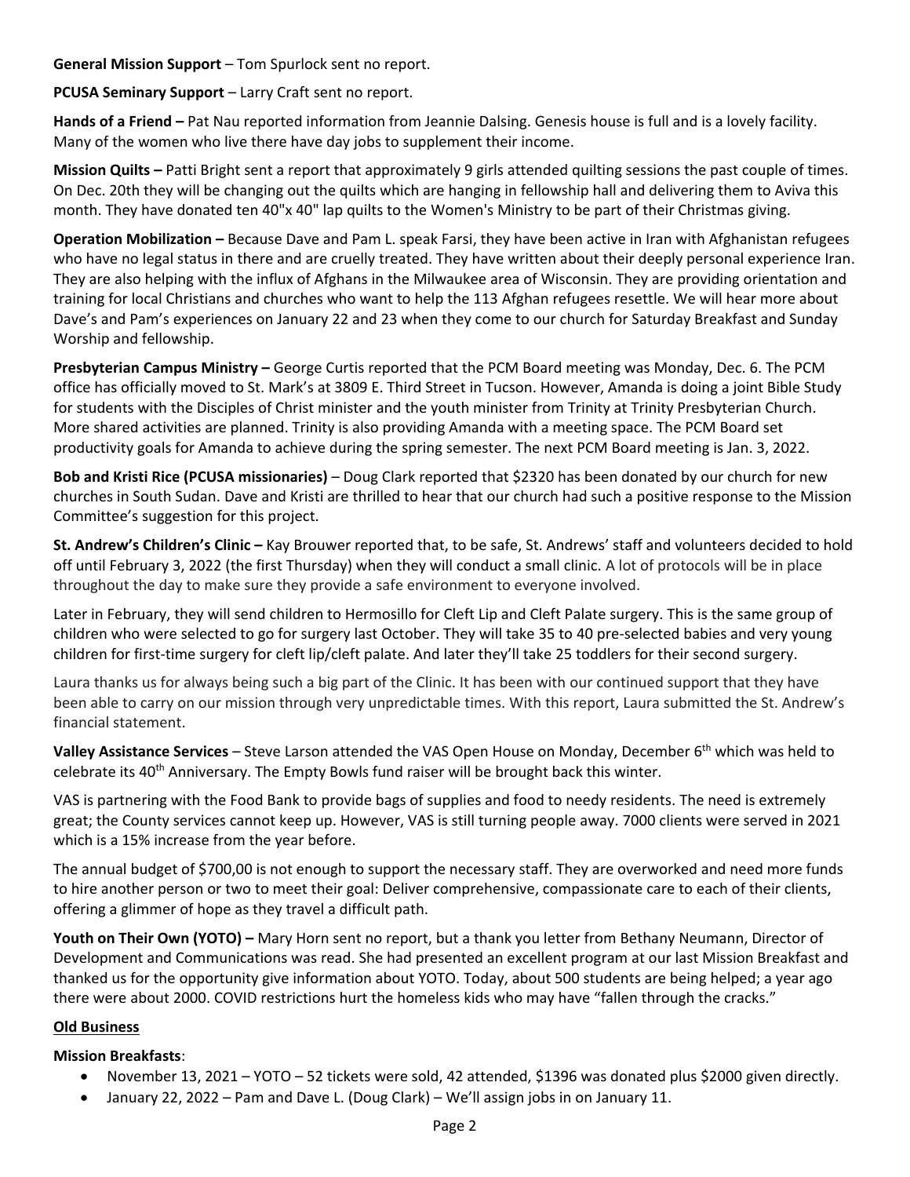**General Mission Support** – Tom Spurlock sent no report.

**PCUSA Seminary Support** – Larry Craft sent no report.

**Hands of a Friend –** Pat Nau reported information from Jeannie Dalsing. Genesis house is full and is a lovely facility. Many of the women who live there have day jobs to supplement their income.

**Mission Quilts –** Patti Bright sent a report that approximately 9 girls attended quilting sessions the past couple of times. On Dec. 20th they will be changing out the quilts which are hanging in fellowship hall and delivering them to Aviva this month. They have donated ten 40"x 40" lap quilts to the Women's Ministry to be part of their Christmas giving.

**Operation Mobilization –** Because Dave and Pam L. speak Farsi, they have been active in Iran with Afghanistan refugees who have no legal status in there and are cruelly treated. They have written about their deeply personal experience Iran. They are also helping with the influx of Afghans in the Milwaukee area of Wisconsin. They are providing orientation and training for local Christians and churches who want to help the 113 Afghan refugees resettle. We will hear more about Dave's and Pam's experiences on January 22 and 23 when they come to our church for Saturday Breakfast and Sunday Worship and fellowship.

**Presbyterian Campus Ministry –** George Curtis reported that the PCM Board meeting was Monday, Dec. 6. The PCM office has officially moved to St. Mark's at 3809 E. Third Street in Tucson. However, Amanda is doing a joint Bible Study for students with the Disciples of Christ minister and the youth minister from Trinity at Trinity Presbyterian Church. More shared activities are planned. Trinity is also providing Amanda with a meeting space. The PCM Board set productivity goals for Amanda to achieve during the spring semester. The next PCM Board meeting is Jan. 3, 2022.

**Bob and Kristi Rice (PCUSA missionaries)** – Doug Clark reported that $2320 has been donated by our church for new churches in South Sudan. Dave and Kristi are thrilled to hear that our church had such a positive response to the Mission Committee's suggestion for this project.

**St. Andrew's Children's Clinic –** Kay Brouwer reported that, to be safe, St. Andrews' staff and volunteers decided to hold off until February 3, 2022 (the first Thursday) when they will conduct a small clinic. A lot of protocols will be in place throughout the day to make sure they provide a safe environment to everyone involved.

Later in February, they will send children to Hermosillo for Cleft Lip and Cleft Palate surgery. This is the same group of children who were selected to go for surgery last October. They will take 35 to 40 pre-selected babies and very young children for first-time surgery for cleft lip/cleft palate. And later they'll take 25 toddlers for their second surgery.

Laura thanks us for always being such a big part of the Clinic. It has been with our continued support that they have been able to carry on our mission through very unpredictable times. With this report, Laura submitted the St. Andrew's financial statement.

**Valley Assistance Services** – Steve Larson attended the VAS Open House on Monday, December 6th which was held to celebrate its 40th Anniversary. The Empty Bowls fund raiser will be brought back this winter.

VAS is partnering with the Food Bank to provide bags of supplies and food to needy residents. The need is extremely great; the County services cannot keep up. However, VAS is still turning people away. 7000 clients were served in 2021 which is a 15% increase from the year before.

The annual budget of $700,00 is not enough to support the necessary staff. They are overworked and need more funds to hire another person or two to meet their goal: Deliver comprehensive, compassionate care to each of their clients, offering a glimmer of hope as they travel a difficult path.

**Youth on Their Own (YOTO) –** Mary Horn sent no report, but a thank you letter from Bethany Neumann, Director of Development and Communications was read. She had presented an excellent program at our last Mission Breakfast and thanked us for the opportunity give information about YOTO. Today, about 500 students are being helped; a year ago there were about 2000. COVID restrictions hurt the homeless kids who may have "fallen through the cracks."

## Old Business

**Mission Breakfasts**:

- November 13, 2021 – YOTO – 52 tickets were sold, 42 attended, $1396 was donated plus $2000 given directly.
- January 22, 2022 – Pam and Dave L. (Doug Clark) – We'll assign jobs in on January 11.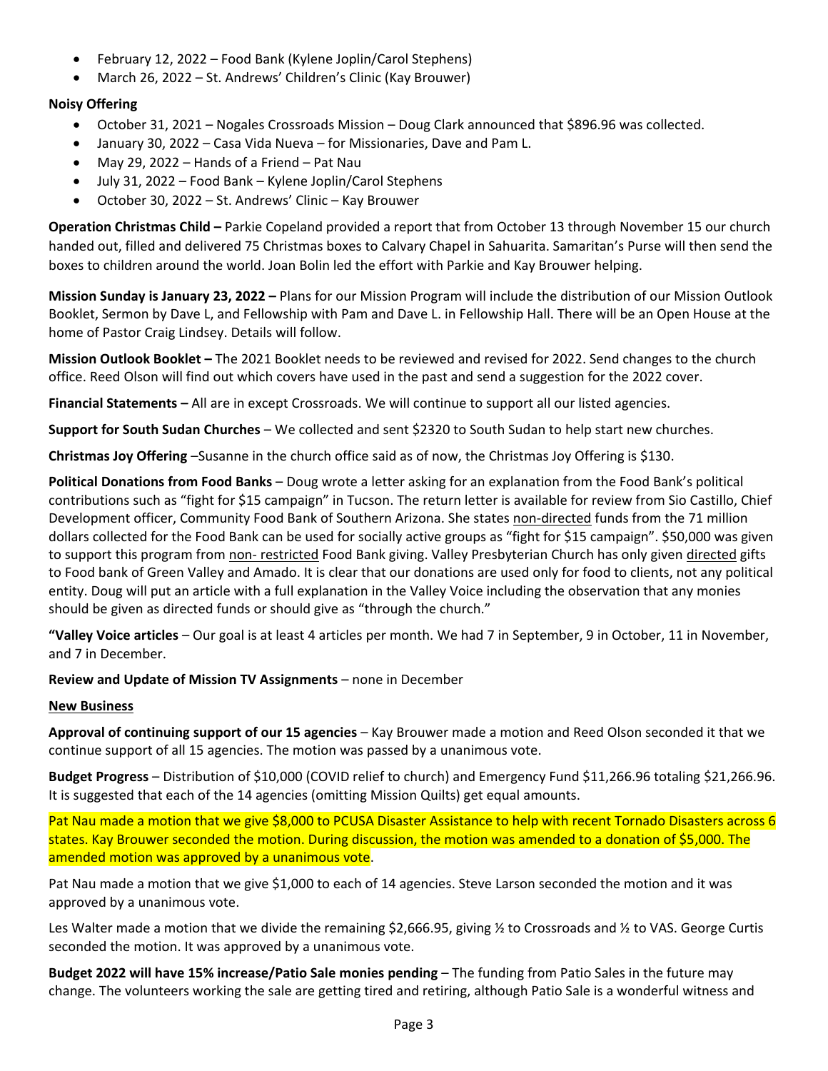- February 12, 2022 – Food Bank (Kylene Joplin/Carol Stephens)
- March 26, 2022 – St. Andrews' Children's Clinic (Kay Brouwer)

**Noisy Offering**

- October 31, 2021 – Nogales Crossroads Mission – Doug Clark announced that $896.96 was collected.
- January 30, 2022 – Casa Vida Nueva – for Missionaries, Dave and Pam L.
- May 29, 2022 – Hands of a Friend – Pat Nau
- July 31, 2022 – Food Bank – Kylene Joplin/Carol Stephens
- October 30, 2022 – St. Andrews' Clinic – Kay Brouwer

**Operation Christmas Child –** Parkie Copeland provided a report that from October 13 through November 15 our church handed out, filled and delivered 75 Christmas boxes to Calvary Chapel in Sahuarita. Samaritan's Purse will then send the boxes to children around the world. Joan Bolin led the effort with Parkie and Kay Brouwer helping.

**Mission Sunday is January 23, 2022 –** Plans for our Mission Program will include the distribution of our Mission Outlook Booklet, Sermon by Dave L, and Fellowship with Pam and Dave L. in Fellowship Hall. There will be an Open House at the home of Pastor Craig Lindsey. Details will follow.

**Mission Outlook Booklet –** The 2021 Booklet needs to be reviewed and revised for 2022. Send changes to the church office. Reed Olson will find out which covers have used in the past and send a suggestion for the 2022 cover.

**Financial Statements –** All are in except Crossroads. We will continue to support all our listed agencies.

**Support for South Sudan Churches** – We collected and sent $2320 to South Sudan to help start new churches.

**Christmas Joy Offering** –Susanne in the church office said as of now, the Christmas Joy Offering is $130.

**Political Donations from Food Banks** – Doug wrote a letter asking for an explanation from the Food Bank's political contributions such as "fight for $15 campaign" in Tucson. The return letter is available for review from Sio Castillo, Chief Development officer, Community Food Bank of Southern Arizona. She states non-directed funds from the 71 million dollars collected for the Food Bank can be used for socially active groups as "fight for $15 campaign". $50,000 was given to support this program from non- restricted Food Bank giving. Valley Presbyterian Church has only given directed gifts to Food bank of Green Valley and Amado. It is clear that our donations are used only for food to clients, not any political entity. Doug will put an article with a full explanation in the Valley Voice including the observation that any monies should be given as directed funds or should give as "through the church."

**"Valley Voice articles** – Our goal is at least 4 articles per month. We had 7 in September, 9 in October, 11 in November, and 7 in December.

**Review and Update of Mission TV Assignments** – none in December

**New Business**

**Approval of continuing support of our 15 agencies** – Kay Brouwer made a motion and Reed Olson seconded it that we continue support of all 15 agencies. The motion was passed by a unanimous vote.

**Budget Progress** – Distribution of $10,000 (COVID relief to church) and Emergency Fund $11,266.96 totaling $21,266.96. It is suggested that each of the 14 agencies (omitting Mission Quilts) get equal amounts.

Pat Nau made a motion that we give $8,000 to PCUSA Disaster Assistance to help with recent Tornado Disasters across 6 states. Kay Brouwer seconded the motion. During discussion, the motion was amended to a donation of $5,000. The amended motion was approved by a unanimous vote.

Pat Nau made a motion that we give $1,000 to each of 14 agencies. Steve Larson seconded the motion and it was approved by a unanimous vote.

Les Walter made a motion that we divide the remaining $2,666.95, giving ½ to Crossroads and ½ to VAS. George Curtis seconded the motion. It was approved by a unanimous vote.

**Budget 2022 will have 15% increase/Patio Sale monies pending** – The funding from Patio Sales in the future may change. The volunteers working the sale are getting tired and retiring, although Patio Sale is a wonderful witness and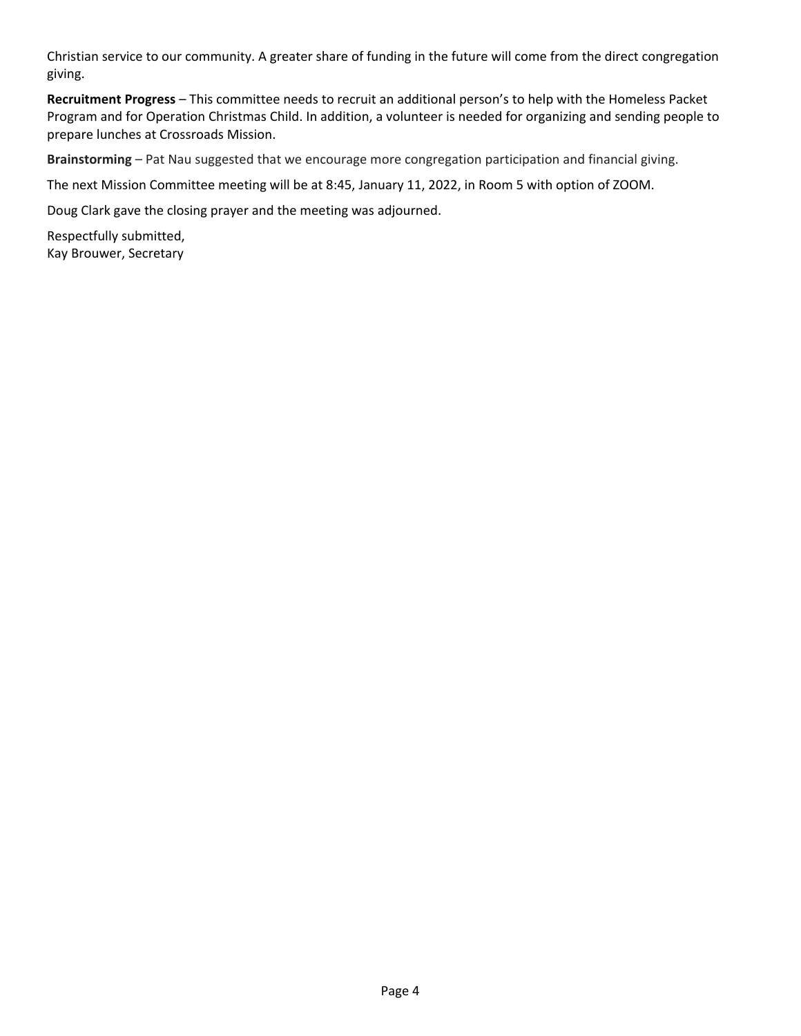Christian service to our community. A greater share of funding in the future will come from the direct congregation giving.

**Recruitment Progress** – This committee needs to recruit an additional person's to help with the Homeless Packet Program and for Operation Christmas Child. In addition, a volunteer is needed for organizing and sending people to prepare lunches at Crossroads Mission.

**Brainstorming** – Pat Nau suggested that we encourage more congregation participation and financial giving.

The next Mission Committee meeting will be at 8:45, January 11, 2022, in Room 5 with option of ZOOM.

Doug Clark gave the closing prayer and the meeting was adjourned.

Respectfully submitted,
Kay Brouwer, Secretary